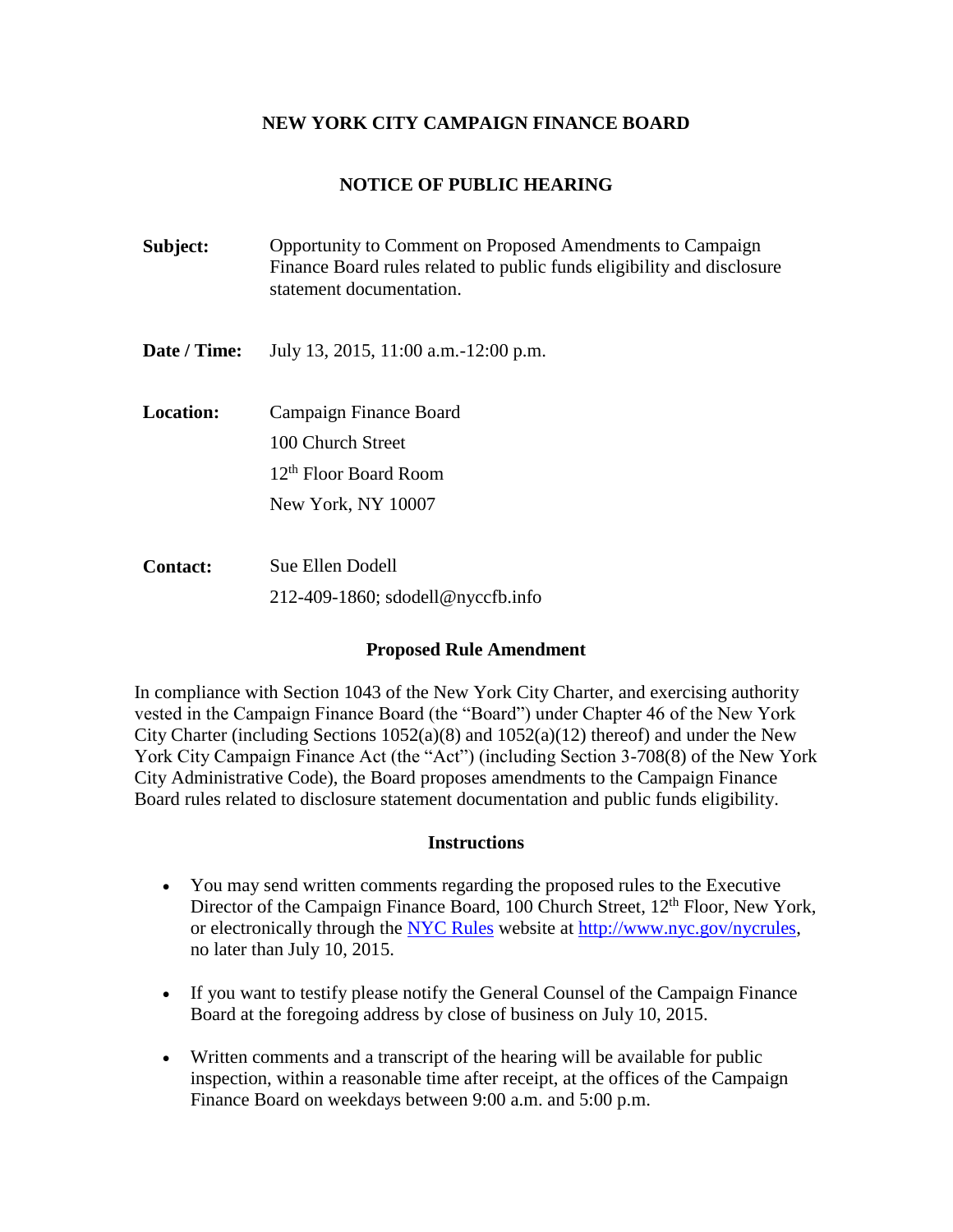# NEW YORK CITY CAMPAIGN FINANCE BOARD

## NOTICE OF PUBLIC HEARING

**Subject:** Opportunity to Comment on Proposed Amendments to Campaign Finance Board rules related to public funds eligibility and disclosure statement documentation.

**Date / Time:** July 13, 2015, 11:00 a.m.-12:00 p.m.

**Location:** Campaign Finance Board
100 Church Street
12th Floor Board Room
New York, NY 10007

**Contact:** Sue Ellen Dodell
212-409-1860; sdodell@nyccfb.info

### Proposed Rule Amendment

In compliance with Section 1043 of the New York City Charter, and exercising authority vested in the Campaign Finance Board (the "Board") under Chapter 46 of the New York City Charter (including Sections 1052(a)(8) and 1052(a)(12) thereof) and under the New York City Campaign Finance Act (the "Act") (including Section 3-708(8) of the New York City Administrative Code), the Board proposes amendments to the Campaign Finance Board rules related to disclosure statement documentation and public funds eligibility.

### Instructions

- You may send written comments regarding the proposed rules to the Executive Director of the Campaign Finance Board, 100 Church Street, 12th Floor, New York, or electronically through the [NYC Rules](http://www.nyc.gov/nycrules) website at [http://www.nyc.gov/nycrules](http://www.nyc.gov/nycrules), no later than July 10, 2015.
- If you want to testify please notify the General Counsel of the Campaign Finance Board at the foregoing address by close of business on July 10, 2015.
- Written comments and a transcript of the hearing will be available for public inspection, within a reasonable time after receipt, at the offices of the Campaign Finance Board on weekdays between 9:00 a.m. and 5:00 p.m.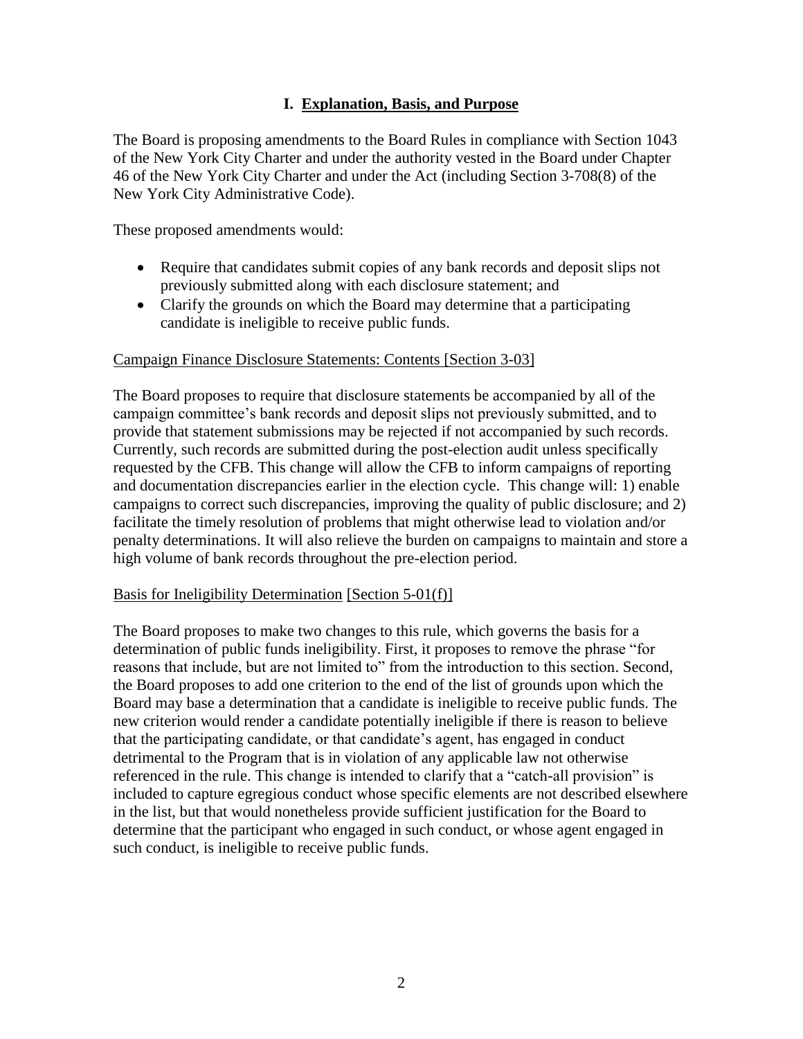## I. Explanation, Basis, and Purpose

The Board is proposing amendments to the Board Rules in compliance with Section 1043 of the New York City Charter and under the authority vested in the Board under Chapter 46 of the New York City Charter and under the Act (including Section 3-708(8) of the New York City Administrative Code).

These proposed amendments would:

- Require that candidates submit copies of any bank records and deposit slips not previously submitted along with each disclosure statement; and
- Clarify the grounds on which the Board may determine that a participating candidate is ineligible to receive public funds.

Campaign Finance Disclosure Statements: Contents [Section 3-03]

The Board proposes to require that disclosure statements be accompanied by all of the campaign committee's bank records and deposit slips not previously submitted, and to provide that statement submissions may be rejected if not accompanied by such records. Currently, such records are submitted during the post-election audit unless specifically requested by the CFB. This change will allow the CFB to inform campaigns of reporting and documentation discrepancies earlier in the election cycle. This change will: 1) enable campaigns to correct such discrepancies, improving the quality of public disclosure; and 2) facilitate the timely resolution of problems that might otherwise lead to violation and/or penalty determinations. It will also relieve the burden on campaigns to maintain and store a high volume of bank records throughout the pre-election period.

Basis for Ineligibility Determination [Section 5-01(f)]

The Board proposes to make two changes to this rule, which governs the basis for a determination of public funds ineligibility. First, it proposes to remove the phrase "for reasons that include, but are not limited to" from the introduction to this section. Second, the Board proposes to add one criterion to the end of the list of grounds upon which the Board may base a determination that a candidate is ineligible to receive public funds. The new criterion would render a candidate potentially ineligible if there is reason to believe that the participating candidate, or that candidate's agent, has engaged in conduct detrimental to the Program that is in violation of any applicable law not otherwise referenced in the rule. This change is intended to clarify that a "catch-all provision" is included to capture egregious conduct whose specific elements are not described elsewhere in the list, but that would nonetheless provide sufficient justification for the Board to determine that the participant who engaged in such conduct, or whose agent engaged in such conduct, is ineligible to receive public funds.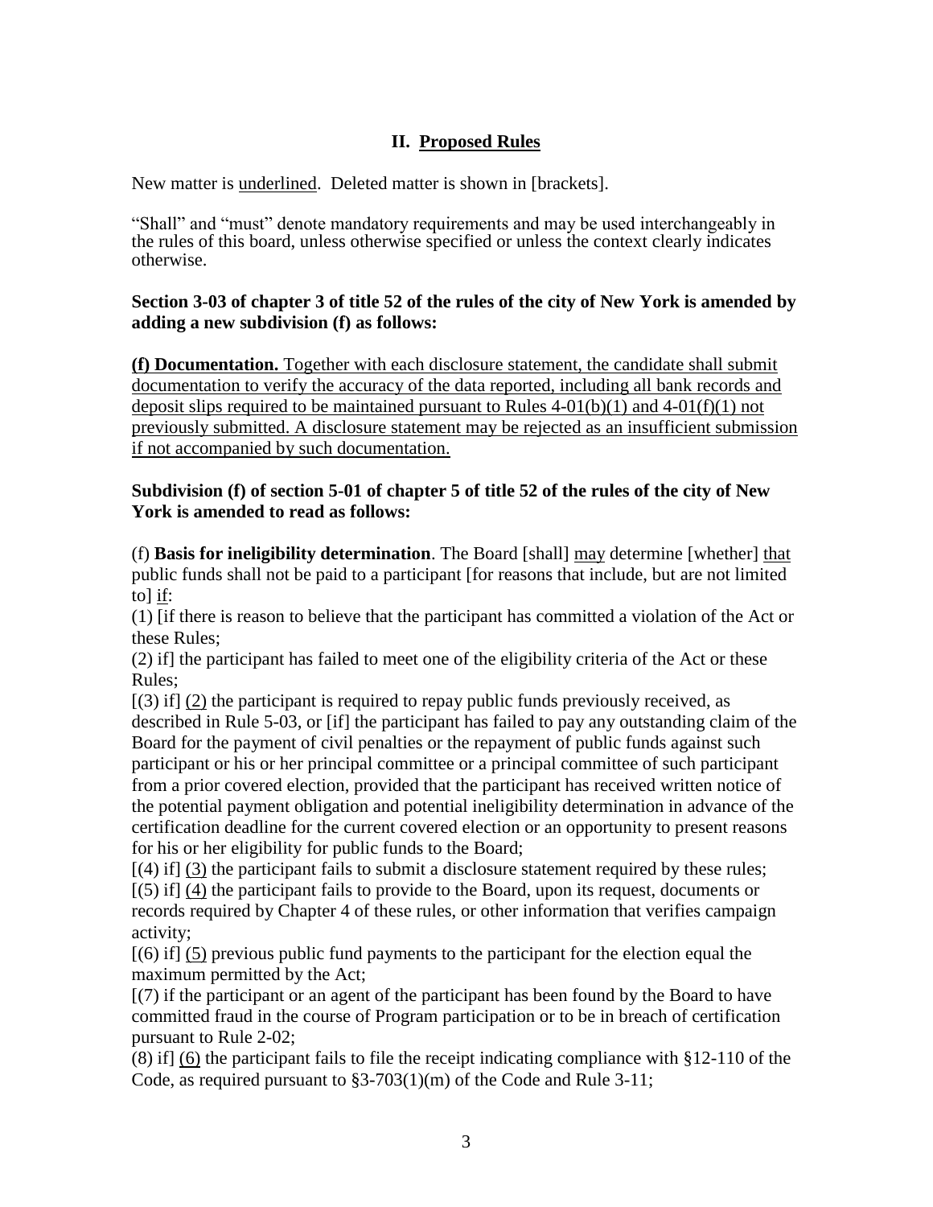## II. Proposed Rules

New matter is <u>underlined</u>. Deleted matter is shown in [brackets].

"Shall" and "must" denote mandatory requirements and may be used interchangeably in the rules of this board, unless otherwise specified or unless the context clearly indicates otherwise.

**Section 3-03 of chapter 3 of title 52 of the rules of the city of New York is amended by adding a new subdivision (f) as follows:**

<u>**(f) Documentation.** Together with each disclosure statement, the candidate shall submit documentation to verify the accuracy of the data reported, including all bank records and deposit slips required to be maintained pursuant to Rules 4-01(b)(1) and 4-01(f)(1) not previously submitted. A disclosure statement may be rejected as an insufficient submission if not accompanied by such documentation.</u>

**Subdivision (f) of section 5-01 of chapter 5 of title 52 of the rules of the city of New York is amended to read as follows:**

(f) **Basis for ineligibility determination**. The Board [shall] <u>may</u> determine [whether] <u>that</u> public funds shall not be paid to a participant [for reasons that include, but are not limited to] <u>if</u>:

(1) [if there is reason to believe that the participant has committed a violation of the Act or these Rules;

(2) if] the participant has failed to meet one of the eligibility criteria of the Act or these Rules;

[(3) if] <u>(2)</u> the participant is required to repay public funds previously received, as described in Rule 5-03, or [if] the participant has failed to pay any outstanding claim of the Board for the payment of civil penalties or the repayment of public funds against such participant or his or her principal committee or a principal committee of such participant from a prior covered election, provided that the participant has received written notice of the potential payment obligation and potential ineligibility determination in advance of the certification deadline for the current covered election or an opportunity to present reasons for his or her eligibility for public funds to the Board;

[(4) if] <u>(3)</u> the participant fails to submit a disclosure statement required by these rules;

[(5) if] <u>(4)</u> the participant fails to provide to the Board, upon its request, documents or records required by Chapter 4 of these rules, or other information that verifies campaign activity;

[(6) if] <u>(5)</u> previous public fund payments to the participant for the election equal the maximum permitted by the Act;

[(7) if the participant or an agent of the participant has been found by the Board to have committed fraud in the course of Program participation or to be in breach of certification pursuant to Rule 2-02;

(8) if] <u>(6)</u> the participant fails to file the receipt indicating compliance with §12-110 of the Code, as required pursuant to §3-703(1)(m) of the Code and Rule 3-11;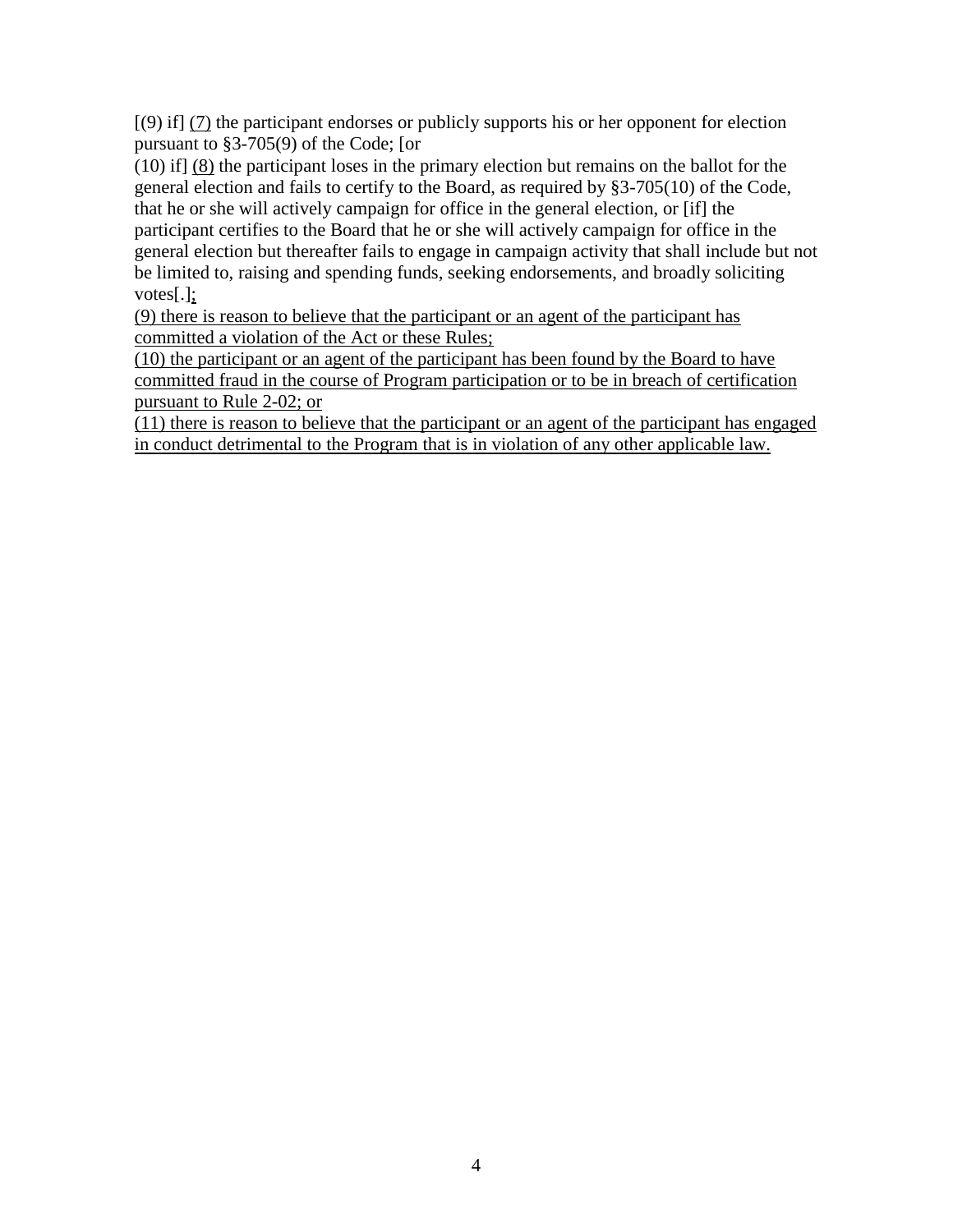[(9) if] <u>(7)</u> the participant endorses or publicly supports his or her opponent for election pursuant to §3-705(9) of the Code; [or

(10) if] <u>(8)</u> the participant loses in the primary election but remains on the ballot for the general election and fails to certify to the Board, as required by §3-705(10) of the Code, that he or she will actively campaign for office in the general election, or [if] the participant certifies to the Board that he or she will actively campaign for office in the general election but thereafter fails to engage in campaign activity that shall include but not be limited to, raising and spending funds, seeking endorsements, and broadly soliciting votes[.]<u>;</u>

<u>(9) there is reason to believe that the participant or an agent of the participant has committed a violation of the Act or these Rules;</u>

<u>(10) the participant or an agent of the participant has been found by the Board to have committed fraud in the course of Program participation or to be in breach of certification pursuant to Rule 2-02; or</u>

<u>(11) there is reason to believe that the participant or an agent of the participant has engaged in conduct detrimental to the Program that is in violation of any other applicable law.</u>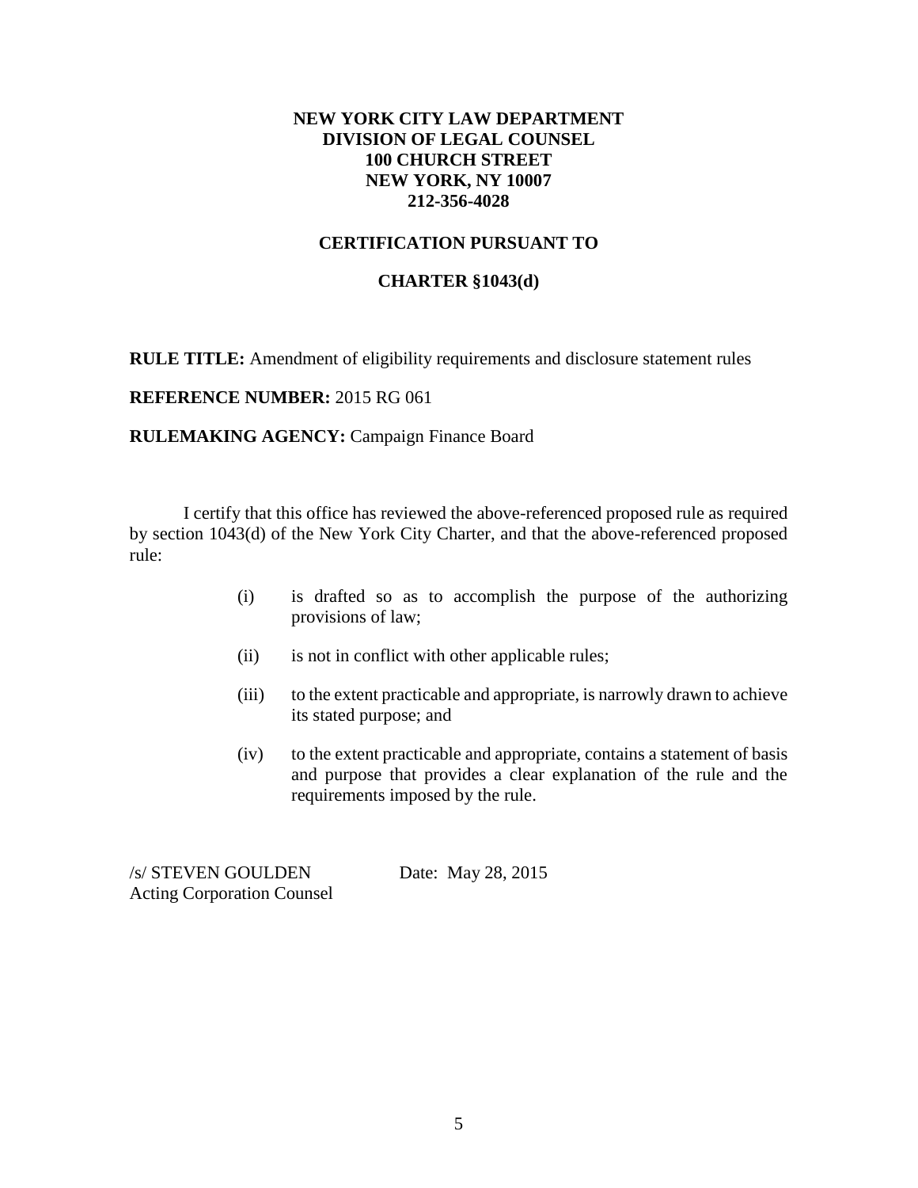**NEW YORK CITY LAW DEPARTMENT**
**DIVISION OF LEGAL COUNSEL**
**100 CHURCH STREET**
**NEW YORK, NY 10007**
**212-356-4028**

**CERTIFICATION PURSUANT TO**

**CHARTER §1043(d)**

**RULE TITLE:** Amendment of eligibility requirements and disclosure statement rules

**REFERENCE NUMBER:** 2015 RG 061

**RULEMAKING AGENCY:** Campaign Finance Board

I certify that this office has reviewed the above-referenced proposed rule as required by section 1043(d) of the New York City Charter, and that the above-referenced proposed rule:

(i) is drafted so as to accomplish the purpose of the authorizing provisions of law;

(ii) is not in conflict with other applicable rules;

(iii) to the extent practicable and appropriate, is narrowly drawn to achieve its stated purpose; and

(iv) to the extent practicable and appropriate, contains a statement of basis and purpose that provides a clear explanation of the rule and the requirements imposed by the rule.

/s/ STEVEN GOULDEN
Acting Corporation Counsel

Date: May 28, 2015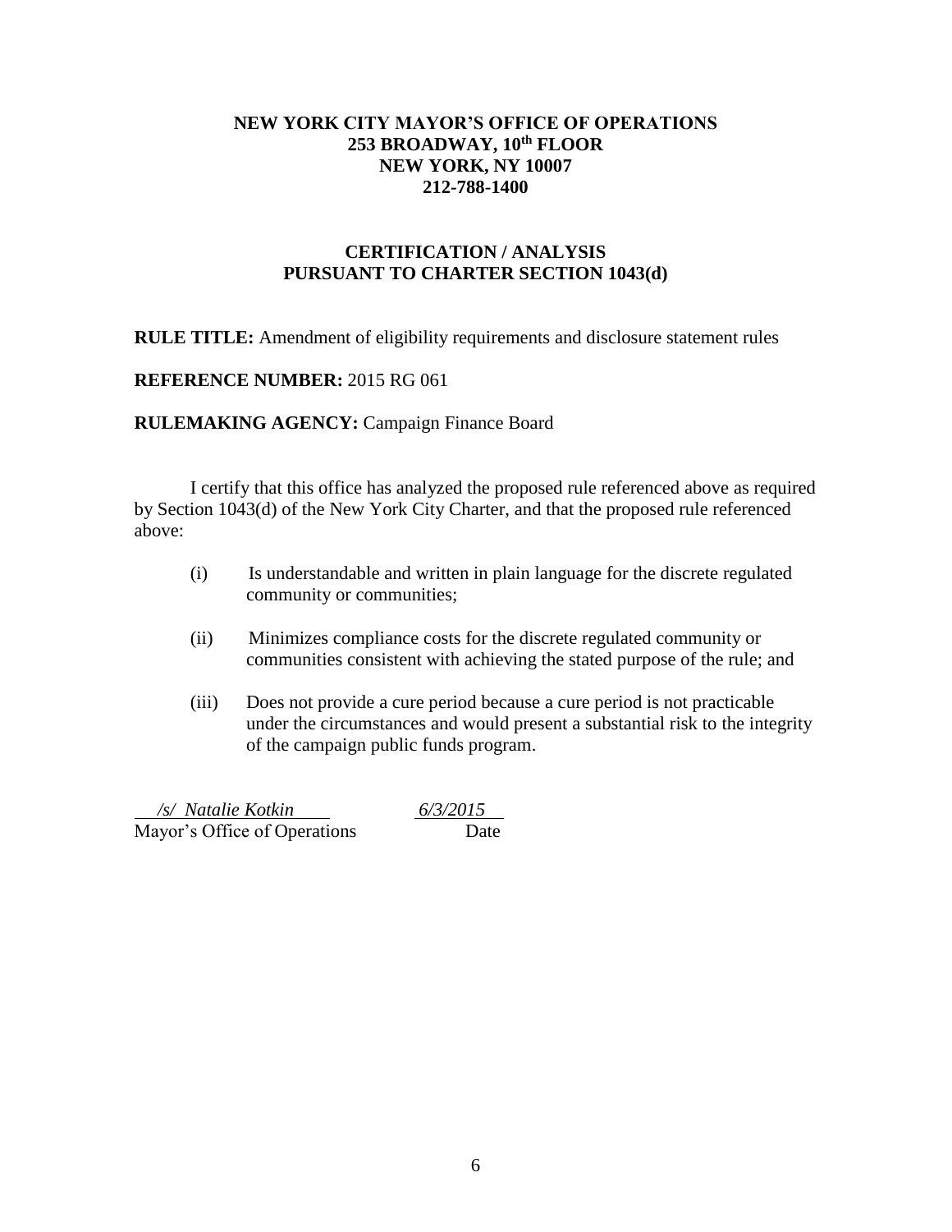**NEW YORK CITY MAYOR'S OFFICE OF OPERATIONS**
**253 BROADWAY, 10th FLOOR**
**NEW YORK, NY 10007**
**212-788-1400**

**CERTIFICATION / ANALYSIS**
**PURSUANT TO CHARTER SECTION 1043(d)**

**RULE TITLE:** Amendment of eligibility requirements and disclosure statement rules

**REFERENCE NUMBER:** 2015 RG 061

**RULEMAKING AGENCY:** Campaign Finance Board

I certify that this office has analyzed the proposed rule referenced above as required by Section 1043(d) of the New York City Charter, and that the proposed rule referenced above:

(i) Is understandable and written in plain language for the discrete regulated community or communities;

(ii) Minimizes compliance costs for the discrete regulated community or communities consistent with achieving the stated purpose of the rule; and

(iii) Does not provide a cure period because a cure period is not practicable under the circumstances and would present a substantial risk to the integrity of the campaign public funds program.

*/s/ Natalie Kotkin* *6/3/2015*
Mayor's Office of Operations Date